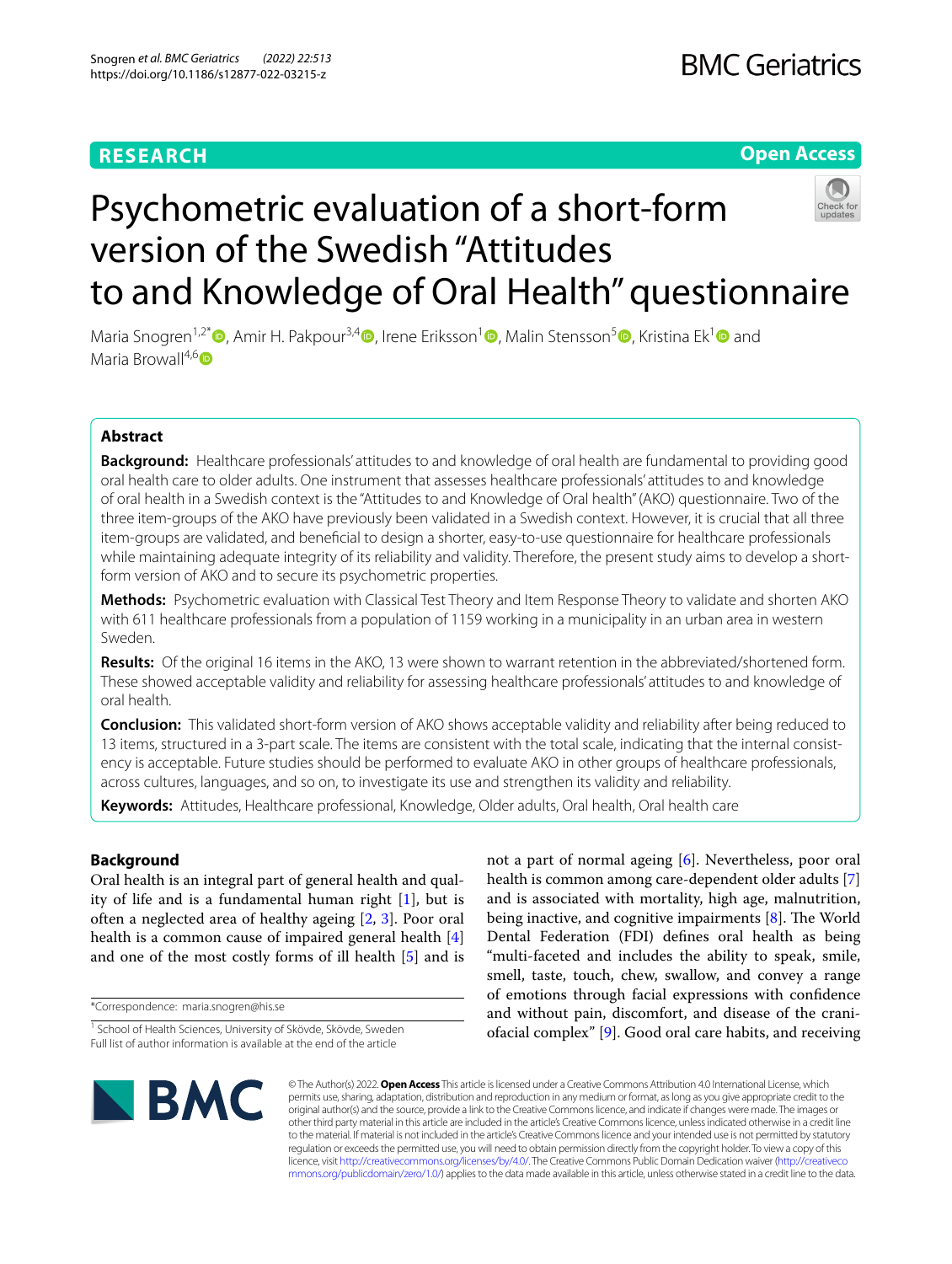**RESEARCH** **Open Access**

# Psychometric evaluation of a short-form version of the Swedish "Attitudes to and Knowledge of Oral Health" questionnaire

Maria Snogren[1,2*], Amir H. Pakpour[3,4], Irene Eriksson[1], Malin Stensson[5], Kristina Ek[1] and Maria Browall[4,6]

## Abstract

**Background:** Healthcare professionals' attitudes to and knowledge of oral health are fundamental to providing good oral health care to older adults. One instrument that assesses healthcare professionals' attitudes to and knowledge of oral health in a Swedish context is the "Attitudes to and Knowledge of Oral health" (AKO) questionnaire. Two of the three item-groups of the AKO have previously been validated in a Swedish context. However, it is crucial that all three item-groups are validated, and beneficial to design a shorter, easy-to-use questionnaire for healthcare professionals while maintaining adequate integrity of its reliability and validity. Therefore, the present study aims to develop a short-form version of AKO and to secure its psychometric properties.

**Methods:** Psychometric evaluation with Classical Test Theory and Item Response Theory to validate and shorten AKO with 611 healthcare professionals from a population of 1159 working in a municipality in an urban area in western Sweden.

**Results:** Of the original 16 items in the AKO, 13 were shown to warrant retention in the abbreviated/shortened form. These showed acceptable validity and reliability for assessing healthcare professionals' attitudes to and knowledge of oral health.

**Conclusion:** This validated short-form version of AKO shows acceptable validity and reliability after being reduced to 13 items, structured in a 3-part scale. The items are consistent with the total scale, indicating that the internal consistency is acceptable. Future studies should be performed to evaluate AKO in other groups of healthcare professionals, across cultures, languages, and so on, to investigate its use and strengthen its validity and reliability.

**Keywords:** Attitudes, Healthcare professional, Knowledge, Older adults, Oral health, Oral health care

## Background

Oral health is an integral part of general health and quality of life and is a fundamental human right [1], but is often a neglected area of healthy ageing [2, 3]. Poor oral health is a common cause of impaired general health [4] and one of the most costly forms of ill health [5] and is not a part of normal ageing [6]. Nevertheless, poor oral health is common among care-dependent older adults [7] and is associated with mortality, high age, malnutrition, being inactive, and cognitive impairments [8]. The World Dental Federation (FDI) defines oral health as being "multi-faceted and includes the ability to speak, smile, smell, taste, touch, chew, swallow, and convey a range of emotions through facial expressions with confidence and without pain, discomfort, and disease of the craniofacial complex" [9]. Good oral care habits, and receiving

*Correspondence: maria.snogren@his.se

[1] School of Health Sciences, University of Skövde, Skövde, Sweden

Full list of author information is available at the end of the article

© The Author(s) 2022. **Open Access** This article is licensed under a Creative Commons Attribution 4.0 International License, which permits use, sharing, adaptation, distribution and reproduction in any medium or format, as long as you give appropriate credit to the original author(s) and the source, provide a link to the Creative Commons licence, and indicate if changes were made. The images or other third party material in this article are included in the article's Creative Commons licence, unless indicated otherwise in a credit line to the material. If material is not included in the article's Creative Commons licence and your intended use is not permitted by statutory regulation or exceeds the permitted use, you will need to obtain permission directly from the copyright holder. To view a copy of this licence, visit http://creativecommons.org/licenses/by/4.0/. The Creative Commons Public Domain Dedication waiver (http://creativecommons.org/publicdomain/zero/1.0/) applies to the data made available in this article, unless otherwise stated in a credit line to the data.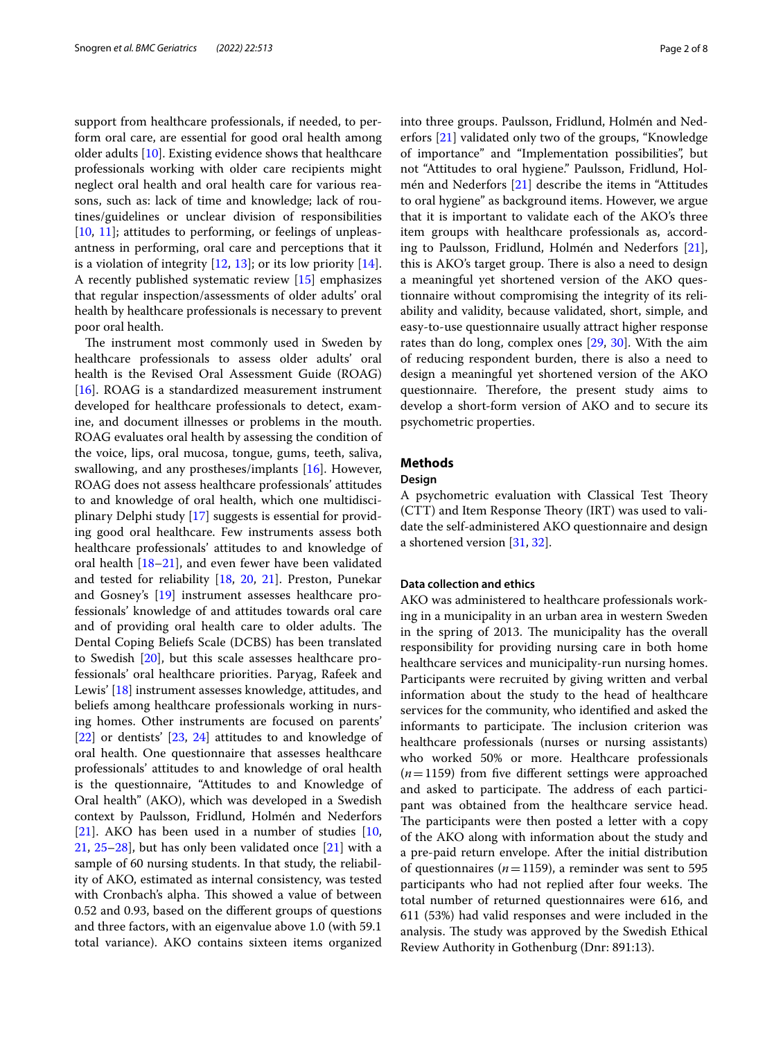support from healthcare professionals, if needed, to perform oral care, are essential for good oral health among older adults [10]. Existing evidence shows that healthcare professionals working with older care recipients might neglect oral health and oral health care for various reasons, such as: lack of time and knowledge; lack of routines/guidelines or unclear division of responsibilities [10, 11]; attitudes to performing, or feelings of unpleasantness in performing, oral care and perceptions that it is a violation of integrity [12, 13]; or its low priority [14]. A recently published systematic review [15] emphasizes that regular inspection/assessments of older adults' oral health by healthcare professionals is necessary to prevent poor oral health.

The instrument most commonly used in Sweden by healthcare professionals to assess older adults' oral health is the Revised Oral Assessment Guide (ROAG) [16]. ROAG is a standardized measurement instrument developed for healthcare professionals to detect, examine, and document illnesses or problems in the mouth. ROAG evaluates oral health by assessing the condition of the voice, lips, oral mucosa, tongue, gums, teeth, saliva, swallowing, and any prostheses/implants [16]. However, ROAG does not assess healthcare professionals' attitudes to and knowledge of oral health, which one multidisciplinary Delphi study [17] suggests is essential for providing good oral healthcare. Few instruments assess both healthcare professionals' attitudes to and knowledge of oral health [18–21], and even fewer have been validated and tested for reliability [18, 20, 21]. Preston, Punekar and Gosney's [19] instrument assesses healthcare professionals' knowledge of and attitudes towards oral care and of providing oral health care to older adults. The Dental Coping Beliefs Scale (DCBS) has been translated to Swedish [20], but this scale assesses healthcare professionals' oral healthcare priorities. Paryag, Rafeek and Lewis' [18] instrument assesses knowledge, attitudes, and beliefs among healthcare professionals working in nursing homes. Other instruments are focused on parents' [22] or dentists' [23, 24] attitudes to and knowledge of oral health. One questionnaire that assesses healthcare professionals' attitudes to and knowledge of oral health is the questionnaire, "Attitudes to and Knowledge of Oral health" (AKO), which was developed in a Swedish context by Paulsson, Fridlund, Holmén and Nederfors [21]. AKO has been used in a number of studies [10, 21, 25–28], but has only been validated once [21] with a sample of 60 nursing students. In that study, the reliability of AKO, estimated as internal consistency, was tested with Cronbach's alpha. This showed a value of between 0.52 and 0.93, based on the different groups of questions and three factors, with an eigenvalue above 1.0 (with 59.1 total variance). AKO contains sixteen items organized into three groups. Paulsson, Fridlund, Holmén and Nederfors [21] validated only two of the groups, "Knowledge of importance" and "Implementation possibilities", but not "Attitudes to oral hygiene." Paulsson, Fridlund, Holmén and Nederfors [21] describe the items in "Attitudes to oral hygiene" as background items. However, we argue that it is important to validate each of the AKO's three item groups with healthcare professionals as, according to Paulsson, Fridlund, Holmén and Nederfors [21], this is AKO's target group. There is also a need to design a meaningful yet shortened version of the AKO questionnaire without compromising the integrity of its reliability and validity, because validated, short, simple, and easy-to-use questionnaire usually attract higher response rates than do long, complex ones [29, 30]. With the aim of reducing respondent burden, there is also a need to design a meaningful yet shortened version of the AKO questionnaire. Therefore, the present study aims to develop a short-form version of AKO and to secure its psychometric properties.

## Methods

### Design

A psychometric evaluation with Classical Test Theory (CTT) and Item Response Theory (IRT) was used to validate the self-administered AKO questionnaire and design a shortened version [31, 32].

### Data collection and ethics

AKO was administered to healthcare professionals working in a municipality in an urban area in western Sweden in the spring of 2013. The municipality has the overall responsibility for providing nursing care in both home healthcare services and municipality-run nursing homes. Participants were recruited by giving written and verbal information about the study to the head of healthcare services for the community, who identified and asked the informants to participate. The inclusion criterion was healthcare professionals (nurses or nursing assistants) who worked 50% or more. Healthcare professionals ($n = 1159$) from five different settings were approached and asked to participate. The address of each participant was obtained from the healthcare service head. The participants were then posted a letter with a copy of the AKO along with information about the study and a pre-paid return envelope. After the initial distribution of questionnaires ($n = 1159$), a reminder was sent to 595 participants who had not replied after four weeks. The total number of returned questionnaires were 616, and 611 (53%) had valid responses and were included in the analysis. The study was approved by the Swedish Ethical Review Authority in Gothenburg (Dnr: 891:13).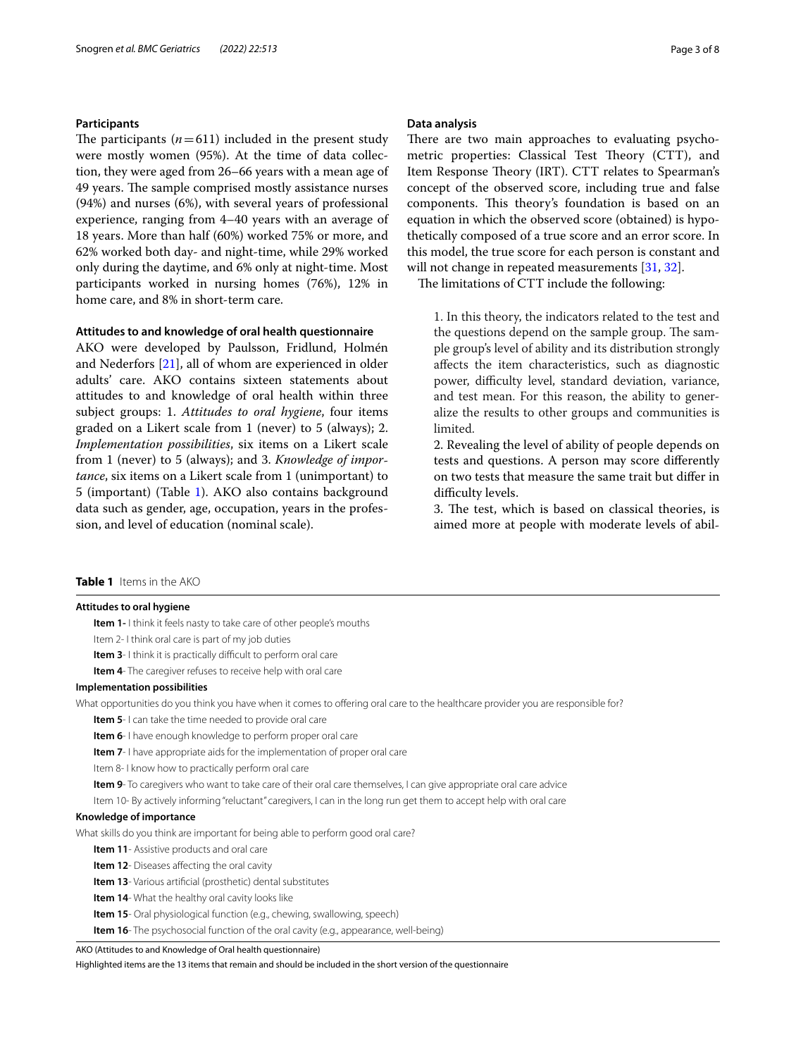### Participants

The participants ($n=611$) included in the present study were mostly women (95%). At the time of data collection, they were aged from 26–66 years with a mean age of 49 years. The sample comprised mostly assistance nurses (94%) and nurses (6%), with several years of professional experience, ranging from 4–40 years with an average of 18 years. More than half (60%) worked 75% or more, and 62% worked both day- and night-time, while 29% worked only during the daytime, and 6% only at night-time. Most participants worked in nursing homes (76%), 12% in home care, and 8% in short-term care.

### Attitudes to and knowledge of oral health questionnaire

AKO were developed by Paulsson, Fridlund, Holmén and Nederfors [21], all of whom are experienced in older adults' care. AKO contains sixteen statements about attitudes to and knowledge of oral health within three subject groups: 1. *Attitudes to oral hygiene*, four items graded on a Likert scale from 1 (never) to 5 (always); 2. *Implementation possibilities*, six items on a Likert scale from 1 (never) to 5 (always); and 3. *Knowledge of importance*, six items on a Likert scale from 1 (unimportant) to 5 (important) (Table 1). AKO also contains background data such as gender, age, occupation, years in the profession, and level of education (nominal scale).

### Data analysis

There are two main approaches to evaluating psychometric properties: Classical Test Theory (CTT), and Item Response Theory (IRT). CTT relates to Spearman's concept of the observed score, including true and false components. This theory's foundation is based on an equation in which the observed score (obtained) is hypothetically composed of a true score and an error score. In this model, the true score for each person is constant and will not change in repeated measurements [31, 32].

The limitations of CTT include the following:

1. In this theory, the indicators related to the test and the questions depend on the sample group. The sample group's level of ability and its distribution strongly affects the item characteristics, such as diagnostic power, difficulty level, standard deviation, variance, and test mean. For this reason, the ability to generalize the results to other groups and communities is limited.
2. Revealing the level of ability of people depends on tests and questions. A person may score differently on two tests that measure the same trait but differ in difficulty levels.
3. The test, which is based on classical theories, is aimed more at people with moderate levels of abil-

**Table 1** Items in the AKO

| |
|---|
| **Attitudes to oral hygiene** |
| **Item 1**- I think it feels nasty to take care of other people's mouths |
| Item 2- I think oral care is part of my job duties |
| **Item 3**- I think it is practically difficult to perform oral care |
| **Item 4**- The caregiver refuses to receive help with oral care |
| **Implementation possibilities** |
| What opportunities do you think you have when it comes to offering oral care to the healthcare provider you are responsible for? |
| **Item 5**- I can take the time needed to provide oral care |
| **Item 6**- I have enough knowledge to perform proper oral care |
| **Item 7**- I have appropriate aids for the implementation of proper oral care |
| Item 8- I know how to practically perform oral care |
| **Item 9**- To caregivers who want to take care of their oral care themselves, I can give appropriate oral care advice |
| Item 10- By actively informing "reluctant" caregivers, I can in the long run get them to accept help with oral care |
| **Knowledge of importance** |
| What skills do you think are important for being able to perform good oral care? |
| **Item 11**- Assistive products and oral care |
| **Item 12**- Diseases affecting the oral cavity |
| **Item 13**- Various artificial (prosthetic) dental substitutes |
| **Item 14**- What the healthy oral cavity looks like |
| **Item 15**- Oral physiological function (e.g., chewing, swallowing, speech) |
| **Item 16**- The psychosocial function of the oral cavity (e.g., appearance, well-being) |

AKO (Attitudes to and Knowledge of Oral health questionnaire)

Highlighted items are the 13 items that remain and should be included in the short version of the questionnaire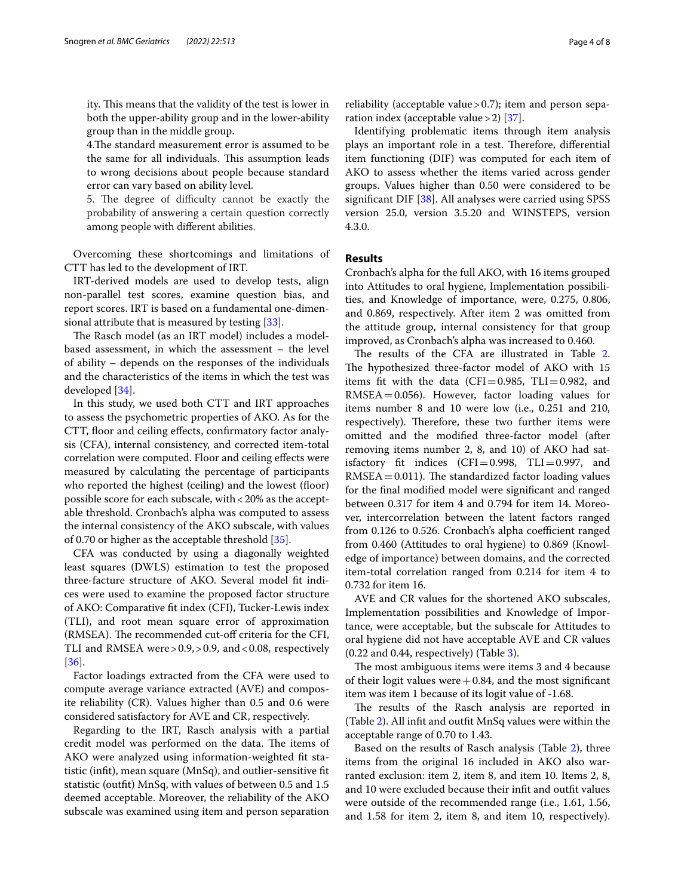ity. This means that the validity of the test is lower in both the upper-ability group and in the lower-ability group than in the middle group.

4.The standard measurement error is assumed to be the same for all individuals. This assumption leads to wrong decisions about people because standard error can vary based on ability level.

5. The degree of difficulty cannot be exactly the probability of answering a certain question correctly among people with different abilities.

Overcoming these shortcomings and limitations of CTT has led to the development of IRT.

IRT-derived models are used to develop tests, align non-parallel test scores, examine question bias, and report scores. IRT is based on a fundamental one-dimensional attribute that is measured by testing [33].

The Rasch model (as an IRT model) includes a model-based assessment, in which the assessment – the level of ability – depends on the responses of the individuals and the characteristics of the items in which the test was developed [34].

In this study, we used both CTT and IRT approaches to assess the psychometric properties of AKO. As for the CTT, floor and ceiling effects, confirmatory factor analysis (CFA), internal consistency, and corrected item-total correlation were computed. Floor and ceiling effects were measured by calculating the percentage of participants who reported the highest (ceiling) and the lowest (floor) possible score for each subscale, with <20% as the acceptable threshold. Cronbach's alpha was computed to assess the internal consistency of the AKO subscale, with values of 0.70 or higher as the acceptable threshold [35].

CFA was conducted by using a diagonally weighted least squares (DWLS) estimation to test the proposed three-facture structure of AKO. Several model fit indices were used to examine the proposed factor structure of AKO: Comparative fit index (CFI), Tucker-Lewis index (TLI), and root mean square error of approximation (RMSEA). The recommended cut-off criteria for the CFI, TLI and RMSEA were >0.9, >0.9, and <0.08, respectively [36].

Factor loadings extracted from the CFA were used to compute average variance extracted (AVE) and composite reliability (CR). Values higher than 0.5 and 0.6 were considered satisfactory for AVE and CR, respectively.

Regarding to the IRT, Rasch analysis with a partial credit model was performed on the data. The items of AKO were analyzed using information-weighted fit statistic (infit), mean square (MnSq), and outlier-sensitive fit statistic (outfit) MnSq, with values of between 0.5 and 1.5 deemed acceptable. Moreover, the reliability of the AKO subscale was examined using item and person separation reliability (acceptable value >0.7); item and person separation index (acceptable value >2) [37].

Identifying problematic items through item analysis plays an important role in a test. Therefore, differential item functioning (DIF) was computed for each item of AKO to assess whether the items varied across gender groups. Values higher than 0.50 were considered to be significant DIF [38]. All analyses were carried using SPSS version 25.0, version 3.5.20 and WINSTEPS, version 4.3.0.

## Results

Cronbach's alpha for the full AKO, with 16 items grouped into Attitudes to oral hygiene, Implementation possibilities, and Knowledge of importance, were, 0.275, 0.806, and 0.869, respectively. After item 2 was omitted from the attitude group, internal consistency for that group improved, as Cronbach's alpha was increased to 0.460.

The results of the CFA are illustrated in Table 2. The hypothesized three-factor model of AKO with 15 items fit with the data (CFI = 0.985, TLI = 0.982, and RMSEA = 0.056). However, factor loading values for items number 8 and 10 were low (i.e., 0.251 and 210, respectively). Therefore, these two further items were omitted and the modified three-factor model (after removing items number 2, 8, and 10) of AKO had satisfactory fit indices (CFI = 0.998, TLI = 0.997, and RMSEA = 0.011). The standardized factor loading values for the final modified model were significant and ranged between 0.317 for item 4 and 0.794 for item 14. Moreover, intercorrelation between the latent factors ranged from 0.126 to 0.526. Cronbach's alpha coefficient ranged from 0.460 (Attitudes to oral hygiene) to 0.869 (Knowledge of importance) between domains, and the corrected item-total correlation ranged from 0.214 for item 4 to 0.732 for item 16.

AVE and CR values for the shortened AKO subscales, Implementation possibilities and Knowledge of Importance, were acceptable, but the subscale for Attitudes to oral hygiene did not have acceptable AVE and CR values (0.22 and 0.44, respectively) (Table 3).

The most ambiguous items were items 3 and 4 because of their logit values were + 0.84, and the most significant item was item 1 because of its logit value of -1.68.

The results of the Rasch analysis are reported in (Table 2). All infit and outfit MnSq values were within the acceptable range of 0.70 to 1.43.

Based on the results of Rasch analysis (Table 2), three items from the original 16 included in AKO also warranted exclusion: item 2, item 8, and item 10. Items 2, 8, and 10 were excluded because their infit and outfit values were outside of the recommended range (i.e., 1.61, 1.56, and 1.58 for item 2, item 8, and item 10, respectively).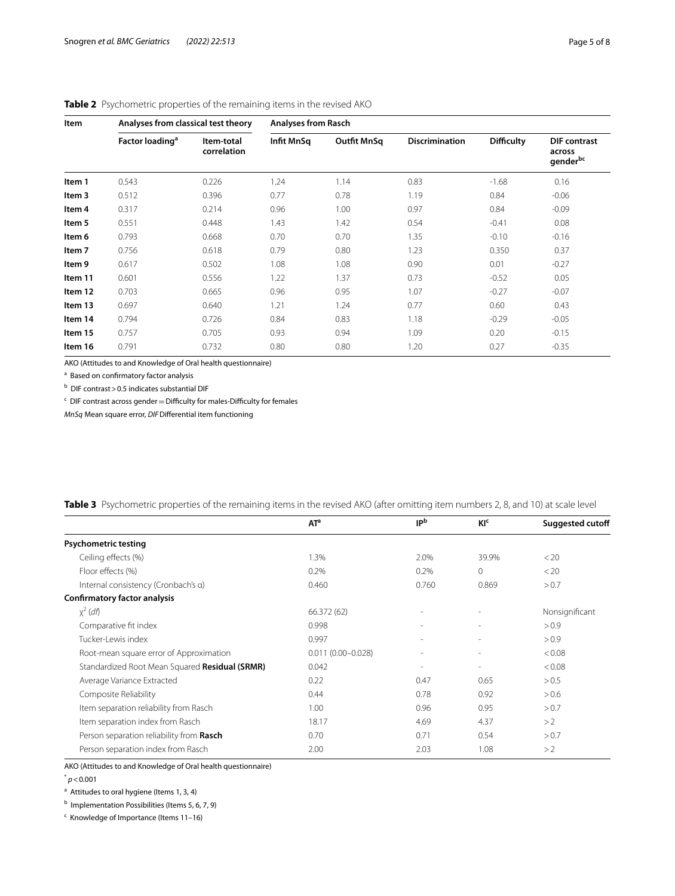**Table 2** Psychometric properties of the remaining items in the revised AKO

| Item | Analyses from classical test theory | | Analyses from Rasch | | | | |
|---|---|---|---|---|---|---|---|
| | Factor loading[a] | Item-total correlation | Infit MnSq | Outfit MnSq | Discrimination | Difficulty | DIF contrast across gender[bc] |
| **Item 1** | 0.543 | 0.226 | 1.24 | 1.14 | 0.83 | -1.68 | 0.16 |
| **Item 3** | 0.512 | 0.396 | 0.77 | 0.78 | 1.19 | 0.84 | -0.06 |
| **Item 4** | 0.317 | 0.214 | 0.96 | 1.00 | 0.97 | 0.84 | -0.09 |
| **Item 5** | 0.551 | 0.448 | 1.43 | 1.42 | 0.54 | -0.41 | 0.08 |
| **Item 6** | 0.793 | 0.668 | 0.70 | 0.70 | 1.35 | -0.10 | -0.16 |
| **Item 7** | 0.756 | 0.618 | 0.79 | 0.80 | 1.23 | 0.350 | 0.37 |
| **Item 9** | 0.617 | 0.502 | 1.08 | 1.08 | 0.90 | 0.01 | -0.27 |
| **Item 11** | 0.601 | 0.556 | 1.22 | 1.37 | 0.73 | -0.52 | 0.05 |
| **Item 12** | 0.703 | 0.665 | 0.96 | 0.95 | 1.07 | -0.27 | -0.07 |
| **Item 13** | 0.697 | 0.640 | 1.21 | 1.24 | 0.77 | 0.60 | 0.43 |
| **Item 14** | 0.794 | 0.726 | 0.84 | 0.83 | 1.18 | -0.29 | -0.05 |
| **Item 15** | 0.757 | 0.705 | 0.93 | 0.94 | 1.09 | 0.20 | -0.15 |
| **Item 16** | 0.791 | 0.732 | 0.80 | 0.80 | 1.20 | 0.27 | -0.35 |

AKO (Attitudes to and Knowledge of Oral health questionnaire)

[a] Based on confirmatory factor analysis

[b] DIF contrast > 0.5 indicates substantial DIF

[c] DIF contrast across gender = Difficulty for males-Difficulty for females

*MnSq* Mean square error, *DIF* Differential item functioning

**Table 3** Psychometric properties of the remaining items in the revised AKO (after omitting item numbers 2, 8, and 10) at scale level

| | AT[a] | IP[b] | KI[c] | Suggested cutoff |
|---|---|---|---|---|
| **Psychometric testing** | | | | |
| Ceiling effects (%) | 1.3% | 2.0% | 39.9% | < 20 |
| Floor effects (%) | 0.2% | 0.2% | 0 | < 20 |
| Internal consistency (Cronbach's α) | 0.460 | 0.760 | 0.869 | > 0.7 |
| **Confirmatory factor analysis** | | | | |
| $\chi^2$ (*df*) | 66.372 (62) | - | - | Nonsignificant |
| Comparative fit index | 0.998 | - | - | > 0.9 |
| Tucker-Lewis index | 0.997 | - | - | > 0.9 |
| Root-mean square error of Approximation | 0.011 (0.00–0.028) | - | - | < 0.08 |
| Standardized Root Mean Squared **Residual (SRMR)** | 0.042 | - | - | < 0.08 |
| Average Variance Extracted | 0.22 | 0.47 | 0.65 | > 0.5 |
| Composite Reliability | 0.44 | 0.78 | 0.92 | > 0.6 |
| Item separation reliability from Rasch | 1.00 | 0.96 | 0.95 | > 0.7 |
| Item separation index from Rasch | 18.17 | 4.69 | 4.37 | > 2 |
| Person separation reliability from **Rasch** | 0.70 | 0.71 | 0.54 | > 0.7 |
| Person separation index from Rasch | 2.00 | 2.03 | 1.08 | > 2 |

AKO (Attitudes to and Knowledge of Oral health questionnaire)

[*] $p < 0.001$

[a] Attitudes to oral hygiene (Items 1, 3, 4)

[b] Implementation Possibilities (Items 5, 6, 7, 9)

[c] Knowledge of Importance (Items 11–16)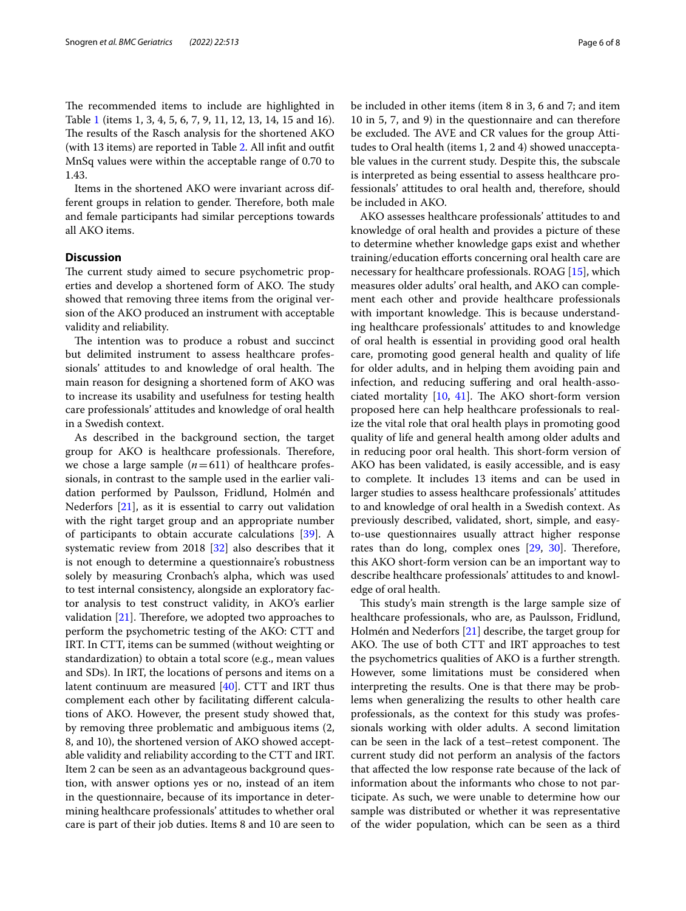The recommended items to include are highlighted in Table 1 (items 1, 3, 4, 5, 6, 7, 9, 11, 12, 13, 14, 15 and 16). The results of the Rasch analysis for the shortened AKO (with 13 items) are reported in Table 2. All infit and outfit MnSq values were within the acceptable range of 0.70 to 1.43.

Items in the shortened AKO were invariant across different groups in relation to gender. Therefore, both male and female participants had similar perceptions towards all AKO items.

## Discussion

The current study aimed to secure psychometric properties and develop a shortened form of AKO. The study showed that removing three items from the original version of the AKO produced an instrument with acceptable validity and reliability.

The intention was to produce a robust and succinct but delimited instrument to assess healthcare professionals' attitudes to and knowledge of oral health. The main reason for designing a shortened form of AKO was to increase its usability and usefulness for testing health care professionals' attitudes and knowledge of oral health in a Swedish context.

As described in the background section, the target group for AKO is healthcare professionals. Therefore, we chose a large sample ($n = 611$) of healthcare professionals, in contrast to the sample used in the earlier validation performed by Paulsson, Fridlund, Holmén and Nederfors [21], as it is essential to carry out validation with the right target group and an appropriate number of participants to obtain accurate calculations [39]. A systematic review from 2018 [32] also describes that it is not enough to determine a questionnaire's robustness solely by measuring Cronbach's alpha, which was used to test internal consistency, alongside an exploratory factor analysis to test construct validity, in AKO's earlier validation [21]. Therefore, we adopted two approaches to perform the psychometric testing of the AKO: CTT and IRT. In CTT, items can be summed (without weighting or standardization) to obtain a total score (e.g., mean values and SDs). In IRT, the locations of persons and items on a latent continuum are measured [40]. CTT and IRT thus complement each other by facilitating different calculations of AKO. However, the present study showed that, by removing three problematic and ambiguous items (2, 8, and 10), the shortened version of AKO showed acceptable validity and reliability according to the CTT and IRT. Item 2 can be seen as an advantageous background question, with answer options yes or no, instead of an item in the questionnaire, because of its importance in determining healthcare professionals' attitudes to whether oral care is part of their job duties. Items 8 and 10 are seen to be included in other items (item 8 in 3, 6 and 7; and item 10 in 5, 7, and 9) in the questionnaire and can therefore be excluded. The AVE and CR values for the group Attitudes to Oral health (items 1, 2 and 4) showed unacceptable values in the current study. Despite this, the subscale is interpreted as being essential to assess healthcare professionals' attitudes to oral health and, therefore, should be included in AKO.

AKO assesses healthcare professionals' attitudes to and knowledge of oral health and provides a picture of these to determine whether knowledge gaps exist and whether training/education efforts concerning oral health care are necessary for healthcare professionals. ROAG [15], which measures older adults' oral health, and AKO can complement each other and provide healthcare professionals with important knowledge. This is because understanding healthcare professionals' attitudes to and knowledge of oral health is essential in providing good oral health care, promoting good general health and quality of life for older adults, and in helping them avoiding pain and infection, and reducing suffering and oral health-associated mortality [10, 41]. The AKO short-form version proposed here can help healthcare professionals to realize the vital role that oral health plays in promoting good quality of life and general health among older adults and in reducing poor oral health. This short-form version of AKO has been validated, is easily accessible, and is easy to complete. It includes 13 items and can be used in larger studies to assess healthcare professionals' attitudes to and knowledge of oral health in a Swedish context. As previously described, validated, short, simple, and easy-to-use questionnaires usually attract higher response rates than do long, complex ones [29, 30]. Therefore, this AKO short-form version can be an important way to describe healthcare professionals' attitudes to and knowledge of oral health.

This study's main strength is the large sample size of healthcare professionals, who are, as Paulsson, Fridlund, Holmén and Nederfors [21] describe, the target group for AKO. The use of both CTT and IRT approaches to test the psychometrics qualities of AKO is a further strength. However, some limitations must be considered when interpreting the results. One is that there may be problems when generalizing the results to other health care professionals, as the context for this study was professionals working with older adults. A second limitation can be seen in the lack of a test–retest component. The current study did not perform an analysis of the factors that affected the low response rate because of the lack of information about the informants who chose to not participate. As such, we were unable to determine how our sample was distributed or whether it was representative of the wider population, which can be seen as a third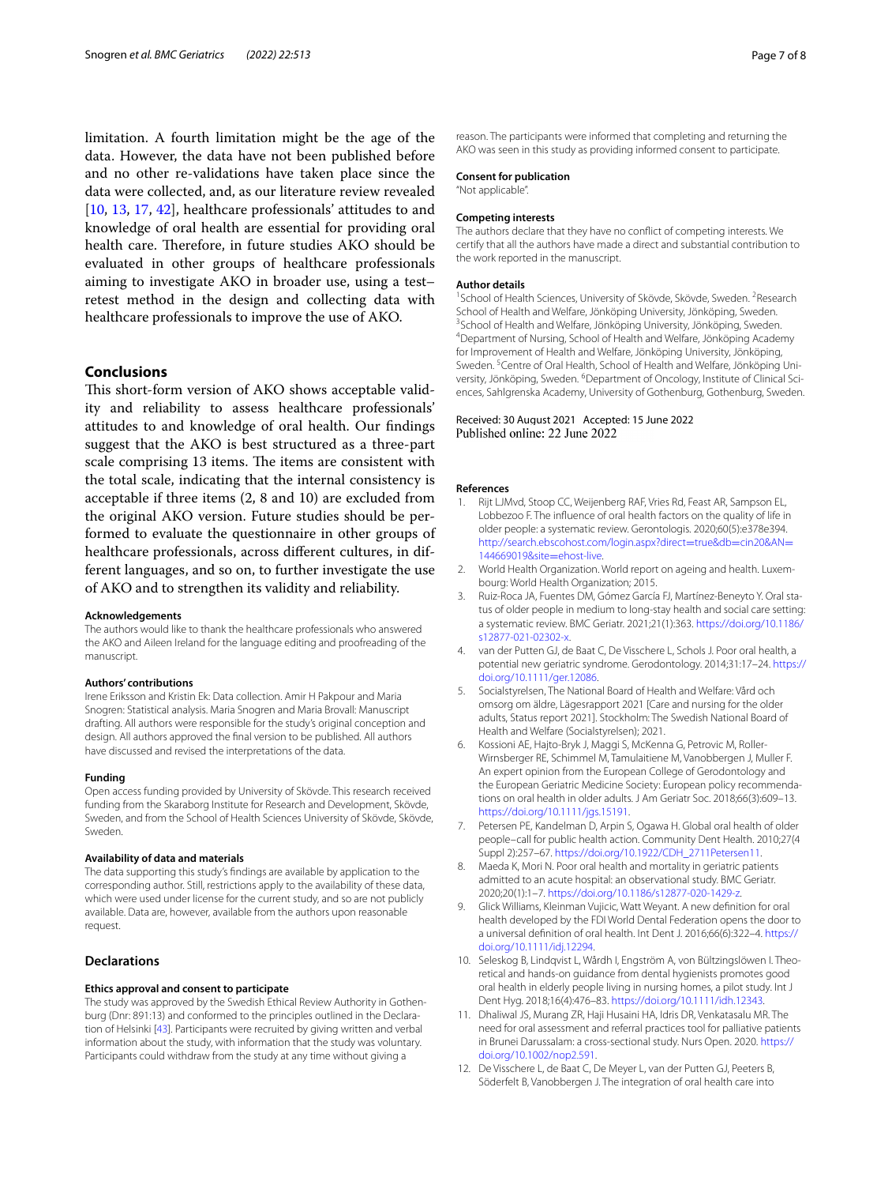limitation. A fourth limitation might be the age of the data. However, the data have not been published before and no other re-validations have taken place since the data were collected, and, as our literature review revealed [10, 13, 17, 42], healthcare professionals' attitudes to and knowledge of oral health are essential for providing oral health care. Therefore, in future studies AKO should be evaluated in other groups of healthcare professionals aiming to investigate AKO in broader use, using a test–retest method in the design and collecting data with healthcare professionals to improve the use of AKO.

## Conclusions

This short-form version of AKO shows acceptable validity and reliability to assess healthcare professionals' attitudes to and knowledge of oral health. Our findings suggest that the AKO is best structured as a three-part scale comprising 13 items. The items are consistent with the total scale, indicating that the internal consistency is acceptable if three items (2, 8 and 10) are excluded from the original AKO version. Future studies should be performed to evaluate the questionnaire in other groups of healthcare professionals, across different cultures, in different languages, and so on, to further investigate the use of AKO and to strengthen its validity and reliability.

#### Acknowledgements

The authors would like to thank the healthcare professionals who answered the AKO and Aileen Ireland for the language editing and proofreading of the manuscript.

#### Authors' contributions

Irene Eriksson and Kristin Ek: Data collection. Amir H Pakpour and Maria Snogren: Statistical analysis. Maria Snogren and Maria Brovall: Manuscript drafting. All authors were responsible for the study's original conception and design. All authors approved the final version to be published. All authors have discussed and revised the interpretations of the data.

#### Funding

Open access funding provided by University of Skövde. This research received funding from the Skaraborg Institute for Research and Development, Skövde, Sweden, and from the School of Health Sciences University of Skövde, Skövde, Sweden.

#### Availability of data and materials

The data supporting this study's findings are available by application to the corresponding author. Still, restrictions apply to the availability of these data, which were used under license for the current study, and so are not publicly available. Data are, however, available from the authors upon reasonable request.

## Declarations

#### Ethics approval and consent to participate

The study was approved by the Swedish Ethical Review Authority in Gothenburg (Dnr: 891:13) and conformed to the principles outlined in the Declaration of Helsinki [43]. Participants were recruited by giving written and verbal information about the study, with information that the study was voluntary. Participants could withdraw from the study at any time without giving a reason. The participants were informed that completing and returning the AKO was seen in this study as providing informed consent to participate.

#### Consent for publication

"Not applicable".

#### Competing interests

The authors declare that they have no conflict of competing interests. We certify that all the authors have made a direct and substantial contribution to the work reported in the manuscript.

#### Author details

[1]School of Health Sciences, University of Skövde, Skövde, Sweden. [2]Research School of Health and Welfare, Jönköping University, Jönköping, Sweden. [3]School of Health and Welfare, Jönköping University, Jönköping, Sweden. [4]Department of Nursing, School of Health and Welfare, Jönköping Academy for Improvement of Health and Welfare, Jönköping University, Jönköping, Sweden. [5]Centre of Oral Health, School of Health and Welfare, Jönköping University, Jönköping, Sweden. [6]Department of Oncology, Institute of Clinical Sciences, Sahlgrenska Academy, University of Gothenburg, Gothenburg, Sweden.

Received: 30 August 2021 Accepted: 15 June 2022
Published online: 22 June 2022

#### References

1. Rijt LJMvd, Stoop CC, Weijenberg RAF, Vries Rd, Feast AR, Sampson EL, Lobbezoo F. The influence of oral health factors on the quality of life in older people: a systematic review. Gerontologis. 2020;60(5):e378e394. http://search.ebscohost.com/login.aspx?direct=true&db=cin20&AN=144669019&site=ehost-live.
2. World Health Organization. World report on ageing and health. Luxembourg: World Health Organization; 2015.
3. Ruiz-Roca JA, Fuentes DM, Gómez García FJ, Martínez-Beneyto Y. Oral status of older people in medium to long-stay health and social care setting: a systematic review. BMC Geriatr. 2021;21(1):363. https://doi.org/10.1186/s12877-021-02302-x.
4. van der Putten GJ, de Baat C, De Visschere L, Schols J. Poor oral health, a potential new geriatric syndrome. Gerodontology. 2014;31:17–24. https://doi.org/10.1111/ger.12086.
5. Socialstyrelsen, The National Board of Health and Welfare: Vård och omsorg om äldre, Lägesrapport 2021 [Care and nursing for the older adults, Status report 2021]. Stockholm: The Swedish National Board of Health and Welfare (Socialstyrelsen); 2021.
6. Kossioni AE, Hajto-Bryk J, Maggi S, McKenna G, Petrovic M, Roller-Wirnsberger RE, Schimmel M, Tamulaitiene M, Vanobbergen J, Muller F. An expert opinion from the European College of Gerodontology and the European Geriatric Medicine Society: European policy recommendations on oral health in older adults. J Am Geriatr Soc. 2018;66(3):609–13. https://doi.org/10.1111/jgs.15191.
7. Petersen PE, Kandelman D, Arpin S, Ogawa H. Global oral health of older people–call for public health action. Community Dent Health. 2010;27(4 Suppl 2):257–67. https://doi.org/10.1922/CDH_2711Petersen11.
8. Maeda K, Mori N. Poor oral health and mortality in geriatric patients admitted to an acute hospital: an observational study. BMC Geriatr. 2020;20(1):1–7. https://doi.org/10.1186/s12877-020-1429-z.
9. Glick Williams, Kleinman Vujicic, Watt Weyant. A new definition for oral health developed by the FDI World Dental Federation opens the door to a universal definition of oral health. Int Dent J. 2016;66(6):322–4. https://doi.org/10.1111/idj.12294.
10. Seleskog B, Lindqvist L, Wårdh I, Engström A, von Bültzingslöwen I. Theoretical and hands-on guidance from dental hygienists promotes good oral health in elderly people living in nursing homes, a pilot study. Int J Dent Hyg. 2018;16(4):476–83. https://doi.org/10.1111/idh.12343.
11. Dhaliwal JS, Murang ZR, Haji Husaini HA, Idris DR, Venkatasalu MR. The need for oral assessment and referral practices tool for palliative patients in Brunei Darussalam: a cross-sectional study. Nurs Open. 2020. https://doi.org/10.1002/nop2.591.
12. De Visschere L, de Baat C, De Meyer L, van der Putten GJ, Peeters B, Söderfelt B, Vanobbergen J. The integration of oral health care into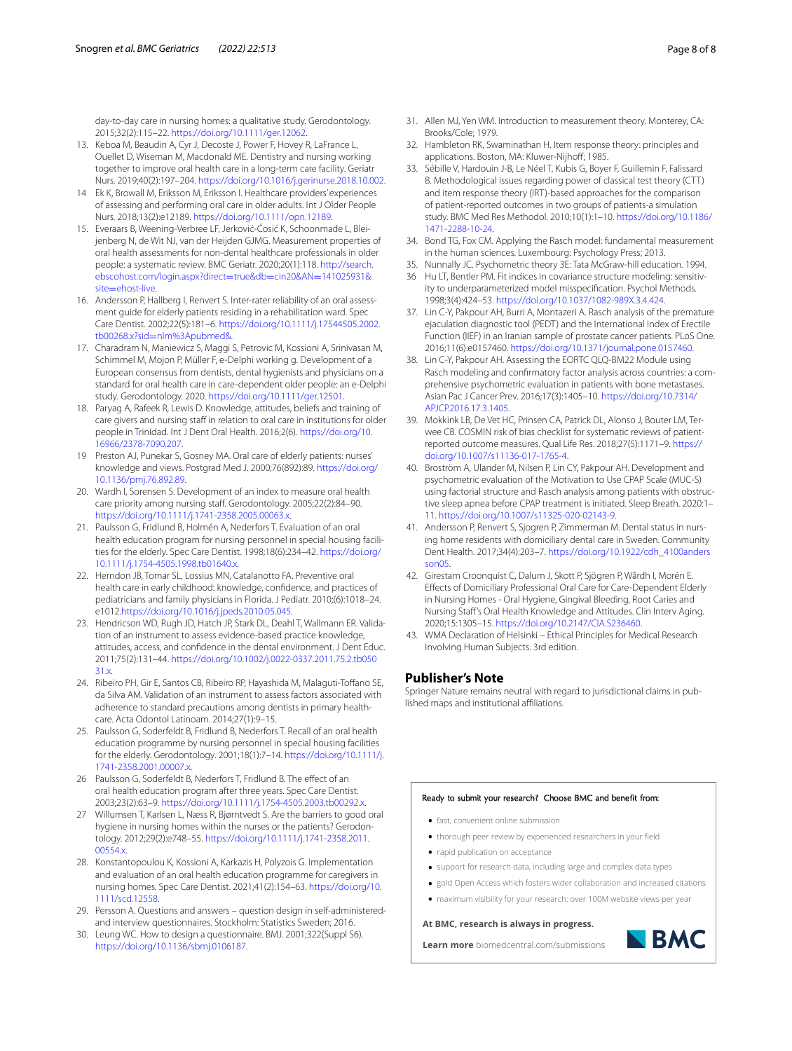day-to-day care in nursing homes: a qualitative study. Gerodontology. 2015;32(2):115–22. https://doi.org/10.1111/ger.12062.

13. Keboa M, Beaudin A, Cyr J, Decoste J, Power F, Hovey R, LaFrance L, Ouellet D, Wiseman M, Macdonald ME. Dentistry and nursing working together to improve oral health care in a long-term care facility. Geriatr Nurs. 2019;40(2):197–204. https://doi.org/10.1016/j.gerinurse.2018.10.002.
14. Ek K, Browall M, Eriksson M, Eriksson I. Healthcare providers' experiences of assessing and performing oral care in older adults. Int J Older People Nurs. 2018;13(2):e12189. https://doi.org/10.1111/opn.12189.
15. Everaars B, Weening-Verbree LF, Jerković-Ćosić K, Schoonmade L, Bleijenberg N, de Wit NJ, van der Heijden GJMG. Measurement properties of oral health assessments for non-dental healthcare professionals in older people: a systematic review. BMC Geriatr. 2020;20(1):118. http://search.ebscohost.com/login.aspx?direct=true&db=cin20&AN=141025931&site=ehost-live.
16. Andersson P, Hallberg I, Renvert S. Inter-rater reliability of an oral assessment guide for elderly patients residing in a rehabilitation ward. Spec Care Dentist. 2002;22(5):181–6. https://doi.org/10.1111/j.17544505.2002.tb00268.x?sid=nlm%3Apubmed&.
17. Charadram N, Maniewicz S, Maggi S, Petrovic M, Kossioni A, Srinivasan M, Schimmel M, Mojon P, Müller F, e-Delphi working g. Development of a European consensus from dentists, dental hygienists and physicians on a standard for oral health care in care-dependent older people: an e-Delphi study. Gerodontology. 2020. https://doi.org/10.1111/ger.12501.
18. Paryag A, Rafeek R, Lewis D. Knowledge, attitudes, beliefs and training of care givers and nursing staff in relation to oral care in institutions for older people in Trinidad. Int J Dent Oral Health. 2016;2(6). https://doi.org/10.16966/2378-7090.207.
19. Preston AJ, Punekar S, Gosney MA. Oral care of elderly patients: nurses' knowledge and views. Postgrad Med J. 2000;76(892):89. https://doi.org/10.1136/pmj.76.892.89.
20. Wardh I, Sorensen S. Development of an index to measure oral health care priority among nursing staff. Gerodontology. 2005;22(2):84–90. https://doi.org/10.1111/j.1741-2358.2005.00063.x.
21. Paulsson G, Fridlund B, Holmén A, Nederfors T. Evaluation of an oral health education program for nursing personnel in special housing facilities for the elderly. Spec Care Dentist. 1998;18(6):234–42. https://doi.org/10.1111/j.1754-4505.1998.tb01640.x.
22. Herndon JB, Tomar SL, Lossius MN, Catalanotto FA. Preventive oral health care in early childhood: knowledge, confidence, and practices of pediatricians and family physicians in Florida. J Pediatr. 2010;(6):1018–24. e1012.https://doi.org/10.1016/j.jpeds.2010.05.045.
23. Hendricson WD, Rugh JD, Hatch JP, Stark DL, Deahl T, Wallmann ER. Validation of an instrument to assess evidence-based practice knowledge, attitudes, access, and confidence in the dental environment. J Dent Educ. 2011;75(2):131–44. https://doi.org/10.1002/j.0022-0337.2011.75.2.tb05031.x.
24. Ribeiro PH, Gir E, Santos CB, Ribeiro RP, Hayashida M, Malaguti-Toffano SE, da Silva AM. Validation of an instrument to assess factors associated with adherence to standard precautions among dentists in primary healthcare. Acta Odontol Latinoam. 2014;27(1):9–15.
25. Paulsson G, Soderfeldt B, Fridlund B, Nederfors T. Recall of an oral health education programme by nursing personnel in special housing facilities for the elderly. Gerodontology. 2001;18(1):7–14. https://doi.org/10.1111/j.1741-2358.2001.00007.x.
26. Paulsson G, Soderfeldt B, Nederfors T, Fridlund B. The effect of an oral health education program after three years. Spec Care Dentist. 2003;23(2):63–9. https://doi.org/10.1111/j.1754-4505.2003.tb00292.x.
27. Willumsen T, Karlsen L, Næss R, Bjørntvedt S. Are the barriers to good oral hygiene in nursing homes within the nurses or the patients? Gerodontology. 2012;29(2):e748–55. https://doi.org/10.1111/j.1741-2358.2011.00554.x.
28. Konstantopoulou K, Kossioni A, Karkazis H, Polyzois G. Implementation and evaluation of an oral health education programme for caregivers in nursing homes. Spec Care Dentist. 2021;41(2):154–63. https://doi.org/10.1111/scd.12558.
29. Persson A. Questions and answers – question design in self-administered- and interview questionnaires. Stockholm: Statistics Sweden; 2016.
30. Leung WC. How to design a questionnaire. BMJ. 2001;322(Suppl S6). https://doi.org/10.1136/sbmj.0106187.
31. Allen MJ, Yen WM. Introduction to measurement theory. Monterey, CA: Brooks/Cole; 1979.
32. Hambleton RK, Swaminathan H. Item response theory: principles and applications. Boston, MA: Kluwer-Nijhoff; 1985.
33. Sébille V, Hardouin J-B, Le Néel T, Kubis G, Boyer F, Guillemin F, Falissard B. Methodological issues regarding power of classical test theory (CTT) and item response theory (IRT)-based approaches for the comparison of patient-reported outcomes in two groups of patients-a simulation study. BMC Med Res Methodol. 2010;10(1):1–10. https://doi.org/10.1186/1471-2288-10-24.
34. Bond TG, Fox CM. Applying the Rasch model: fundamental measurement in the human sciences. Luxembourg: Psychology Press; 2013.
35. Nunnally JC. Psychometric theory 3E: Tata McGraw-hill education. 1994.
36. Hu LT, Bentler PM. Fit indices in covariance structure modeling: sensitivity to underparameterized model misspecification. Psychol Methods. 1998;3(4):424–53. https://doi.org/10.1037/1082-989X.3.4.424.
37. Lin C-Y, Pakpour AH, Burri A, Montazeri A. Rasch analysis of the premature ejaculation diagnostic tool (PEDT) and the International Index of Erectile Function (IIEF) in an Iranian sample of prostate cancer patients. PLoS One. 2016;11(6):e0157460. https://doi.org/10.1371/journal.pone.0157460.
38. Lin C-Y, Pakpour AH. Assessing the EORTC QLQ-BM22 Module using Rasch modeling and confirmatory factor analysis across countries: a comprehensive psychometric evaluation in patients with bone metastases. Asian Pac J Cancer Prev. 2016;17(3):1405–10. https://doi.org/10.7314/APJCP.2016.17.3.1405.
39. Mokkink LB, De Vet HC, Prinsen CA, Patrick DL, Alonso J, Bouter LM, Terwee CB. COSMIN risk of bias checklist for systematic reviews of patient-reported outcome measures. Qual Life Res. 2018;27(5):1171–9. https://doi.org/10.1007/s11136-017-1765-4.
40. Broström A, Ulander M, Nilsen P, Lin CY, Pakpour AH. Development and psychometric evaluation of the Motivation to Use CPAP Scale (MUC-S) using factorial structure and Rasch analysis among patients with obstructive sleep apnea before CPAP treatment is initiated. Sleep Breath. 2020:1–11. https://doi.org/10.1007/s11325-020-02143-9.
41. Andersson P, Renvert S, Sjogren P, Zimmerman M. Dental status in nursing home residents with domiciliary dental care in Sweden. Community Dent Health. 2017;34(4):203–7. https://doi.org/10.1922/cdh_4100andersson05.
42. Girestam Croonquist C, Dalum J, Skott P, Sjögren P, Wårdh I, Morén E. Effects of Domiciliary Professional Oral Care for Care-Dependent Elderly in Nursing Homes - Oral Hygiene, Gingival Bleeding, Root Caries and Nursing Staff's Oral Health Knowledge and Attitudes. Clin Interv Aging. 2020;15:1305–15. https://doi.org/10.2147/CIA.S236460.
43. WMA Declaration of Helsinki – Ethical Principles for Medical Research Involving Human Subjects. 3rd edition.

## Publisher's Note

Springer Nature remains neutral with regard to jurisdictional claims in published maps and institutional affiliations.